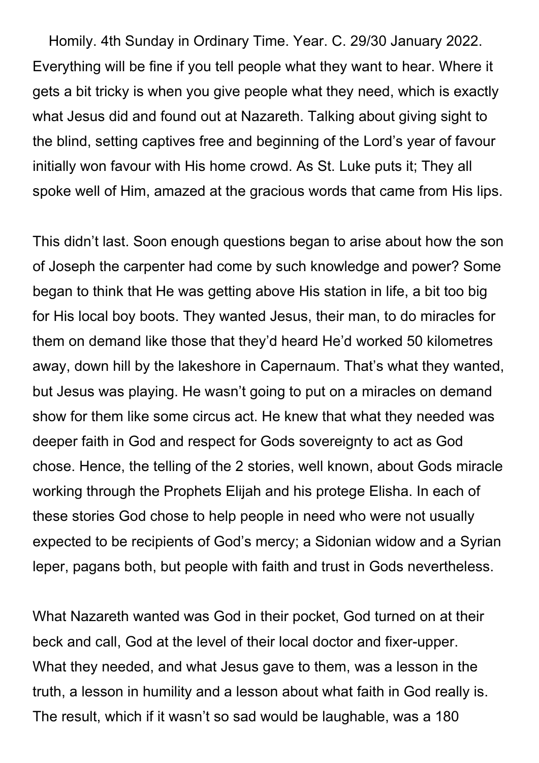Homily. 4th Sunday in Ordinary Time. Year. C. 29/30 January 2022. Everything will be fine if you tell people what they want to hear. Where it gets a bit tricky is when you give people what they need, which is exactly what Jesus did and found out at Nazareth. Talking about giving sight to the blind, setting captives free and beginning of the Lord's year of favour initially won favour with His home crowd. As St. Luke puts it; They all spoke well of Him, amazed at the gracious words that came from His lips.

This didn't last. Soon enough questions began to arise about how the son of Joseph the carpenter had come by such knowledge and power? Some began to think that He was getting above His station in life, a bit too big for His local boy boots. They wanted Jesus, their man, to do miracles for them on demand like those that they'd heard He'd worked 50 kilometres away, down hill by the lakeshore in Capernaum. That's what they wanted, but Jesus was playing. He wasn't going to put on a miracles on demand show for them like some circus act. He knew that what they needed was deeper faith in God and respect for Gods sovereignty to act as God chose. Hence, the telling of the 2 stories, well known, about Gods miracle working through the Prophets Elijah and his protege Elisha. In each of these stories God chose to help people in need who were not usually expected to be recipients of God's mercy; a Sidonian widow and a Syrian leper, pagans both, but people with faith and trust in Gods nevertheless.

What Nazareth wanted was God in their pocket, God turned on at their beck and call, God at the level of their local doctor and fixer-upper. What they needed, and what Jesus gave to them, was a lesson in the truth, a lesson in humility and a lesson about what faith in God really is. The result, which if it wasn't so sad would be laughable, was a 180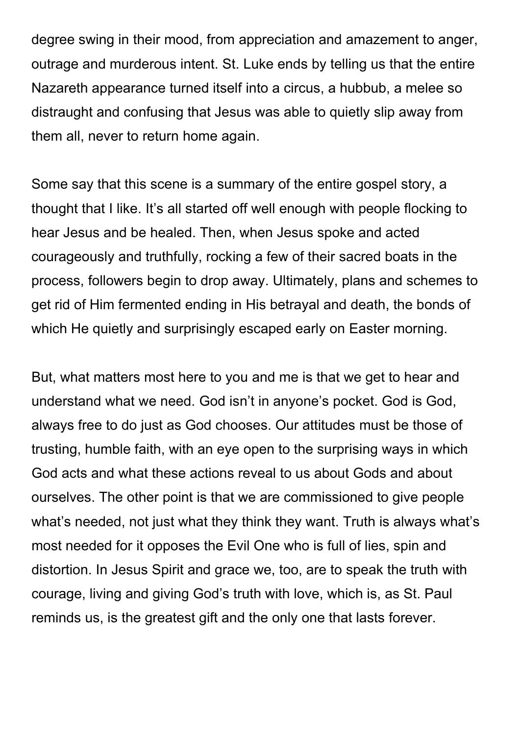degree swing in their mood, from appreciation and amazement to anger, outrage and murderous intent. St. Luke ends by telling us that the entire Nazareth appearance turned itself into a circus, a hubbub, a melee so distraught and confusing that Jesus was able to quietly slip away from them all, never to return home again.

Some say that this scene is a summary of the entire gospel story, a thought that I like. It's all started off well enough with people flocking to hear Jesus and be healed. Then, when Jesus spoke and acted courageously and truthfully, rocking a few of their sacred boats in the process, followers begin to drop away. Ultimately, plans and schemes to get rid of Him fermented ending in His betrayal and death, the bonds of which He quietly and surprisingly escaped early on Easter morning.

But, what matters most here to you and me is that we get to hear and understand what we need. God isn't in anyone's pocket. God is God, always free to do just as God chooses. Our attitudes must be those of trusting, humble faith, with an eye open to the surprising ways in which God acts and what these actions reveal to us about Gods and about ourselves. The other point is that we are commissioned to give people what's needed, not just what they think they want. Truth is always what's most needed for it opposes the Evil One who is full of lies, spin and distortion. In Jesus Spirit and grace we, too, are to speak the truth with courage, living and giving God's truth with love, which is, as St. Paul reminds us, is the greatest gift and the only one that lasts forever.